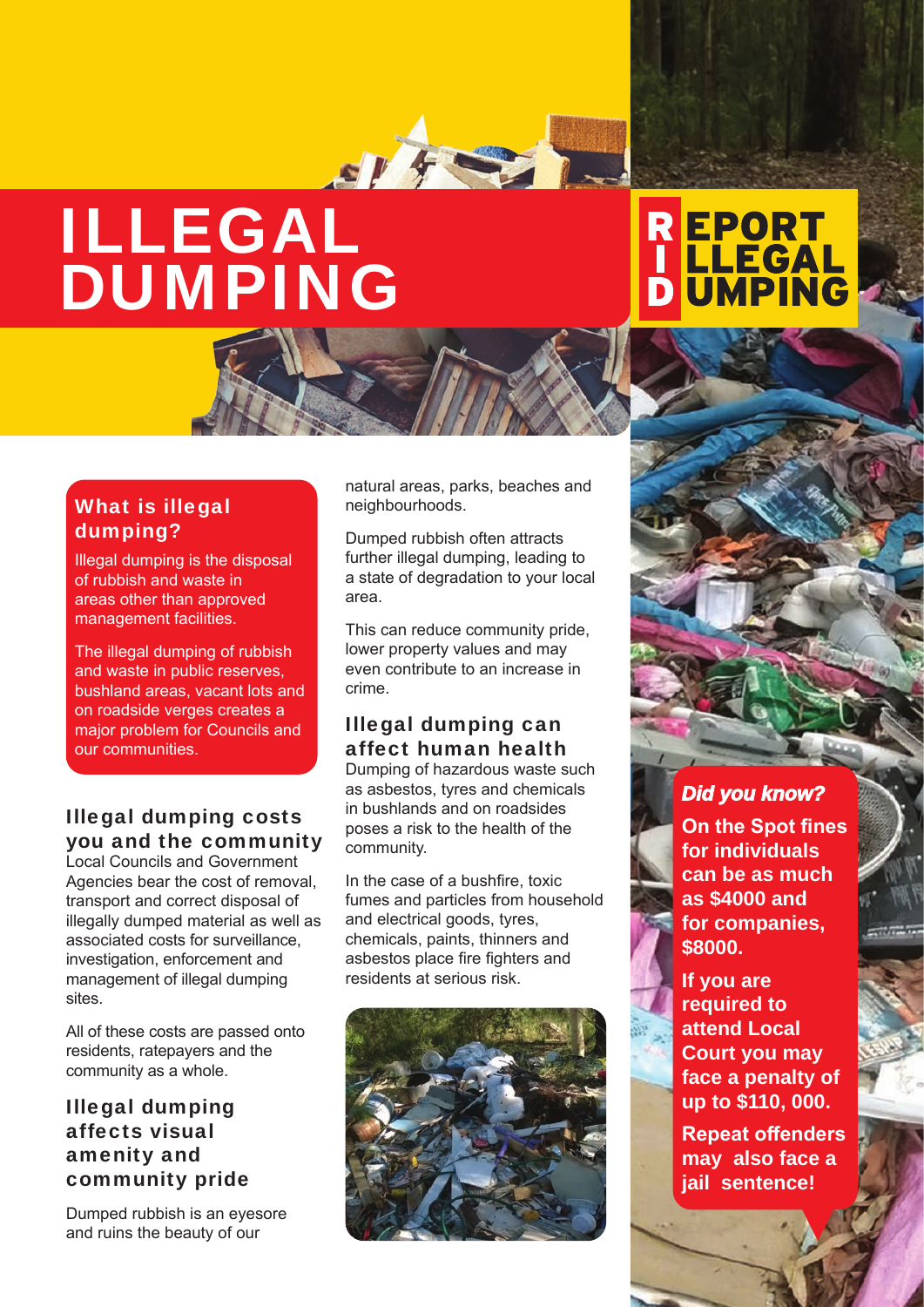# ILLEGAL DUMPING

**REPORT ILLEGAL DUMPING**

## What is illegal dumping?

Illegal dumping is the disposal of rubbish and waste in areas other than approved management facilities.

The illegal dumping of rubbish and waste in public reserves, bushland areas, vacant lots and on roadside verges creates a major problem for Councils and our communities.

## Illegal dumping costs you and the community

Local Councils and Government Agencies bear the cost of removal, transport and correct disposal of illegally dumped material as well as associated costs for surveillance, investigation, enforcement and management of illegal dumping sites.

All of these costs are passed onto residents, ratepayers and the community as a whole.

## Illegal dumping affects visual amenity and community pride

Dumped rubbish is an eyesore and ruins the beauty of our natural areas, parks, beaches and neighbourhoods.

Dumped rubbish often attracts further illegal dumping, leading to a state of degradation to your local area.

This can reduce community pride, lower property values and may even contribute to an increase in crime.

## Illegal dumping can affect human health

Dumping of hazardous waste such as asbestos, tyres and chemicals in bushlands and on roadsides poses a risk to the health of the community.

In the case of a bushfire, toxic fumes and particles from household and electrical goods, tyres, chemicals, paints, thinners and asbestos place fire fighters and residents at serious risk.

***Did you know?***

**On the Spot fines for individuals can be as much as $4000 and for companies, $8000.**

**If you are required to attend Local Court you may face a penalty of up to $110, 000.**

**Repeat offenders may also face a jail sentence!**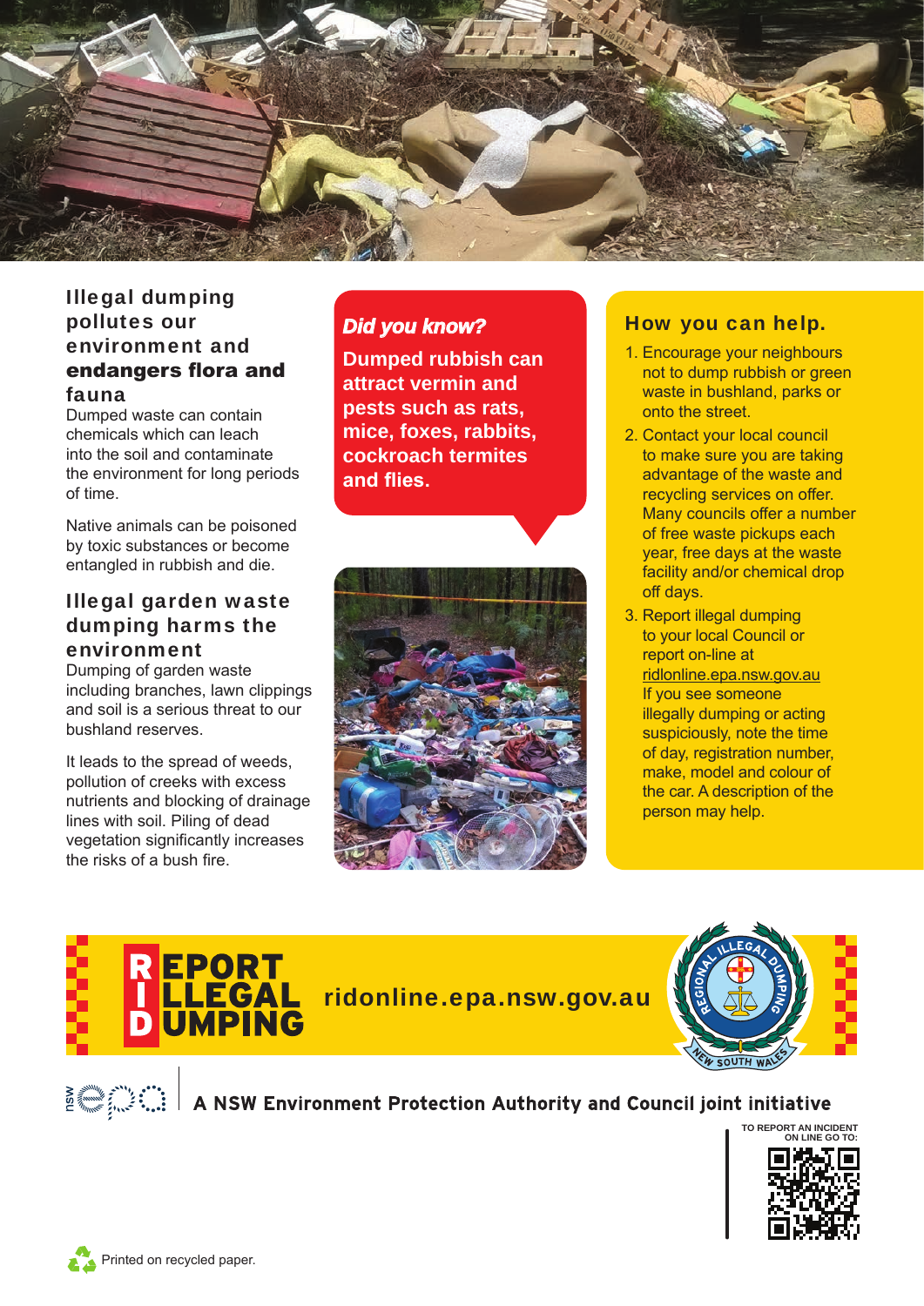## Illegal dumping pollutes our environment and **endangers flora and fauna**

Dumped waste can contain chemicals which can leach into the soil and contaminate the environment for long periods of time.

Native animals can be poisoned by toxic substances or become entangled in rubbish and die.

## Illegal garden waste dumping harms the environment

Dumping of garden waste including branches, lawn clippings and soil is a serious threat to our bushland reserves.

It leads to the spread of weeds, pollution of creeks with excess nutrients and blocking of drainage lines with soil. Piling of dead vegetation significantly increases the risks of a bush fire.

***Did you know?***

**Dumped rubbish can attract vermin and pests such as rats, mice, foxes, rabbits, cockroach termites and flies.**

## How you can help.

1. Encourage your neighbours not to dump rubbish or green waste in bushland, parks or onto the street.
2. Contact your local council to make sure you are taking advantage of the waste and recycling services on offer. Many councils offer a number of free waste pickups each year, free days at the waste facility and/or chemical drop off days.
3. Report illegal dumping to your local Council or report on-line at ridlonline.epa.nsw.gov.au If you see someone illegally dumping or acting suspiciously, note the time of day, registration number, make, model and colour of the car. A description of the person may help.

**REPORT ILLEGAL DUMPING** ridonline.epa.nsw.gov.au

REGIONAL ILLEGAL DUMPING NEW SOUTH WALES

nsw epa

**A NSW Environment Protection Authority and Council joint initiative**

TO REPORT AN INCIDENT ON LINE GO TO:

Printed on recycled paper.